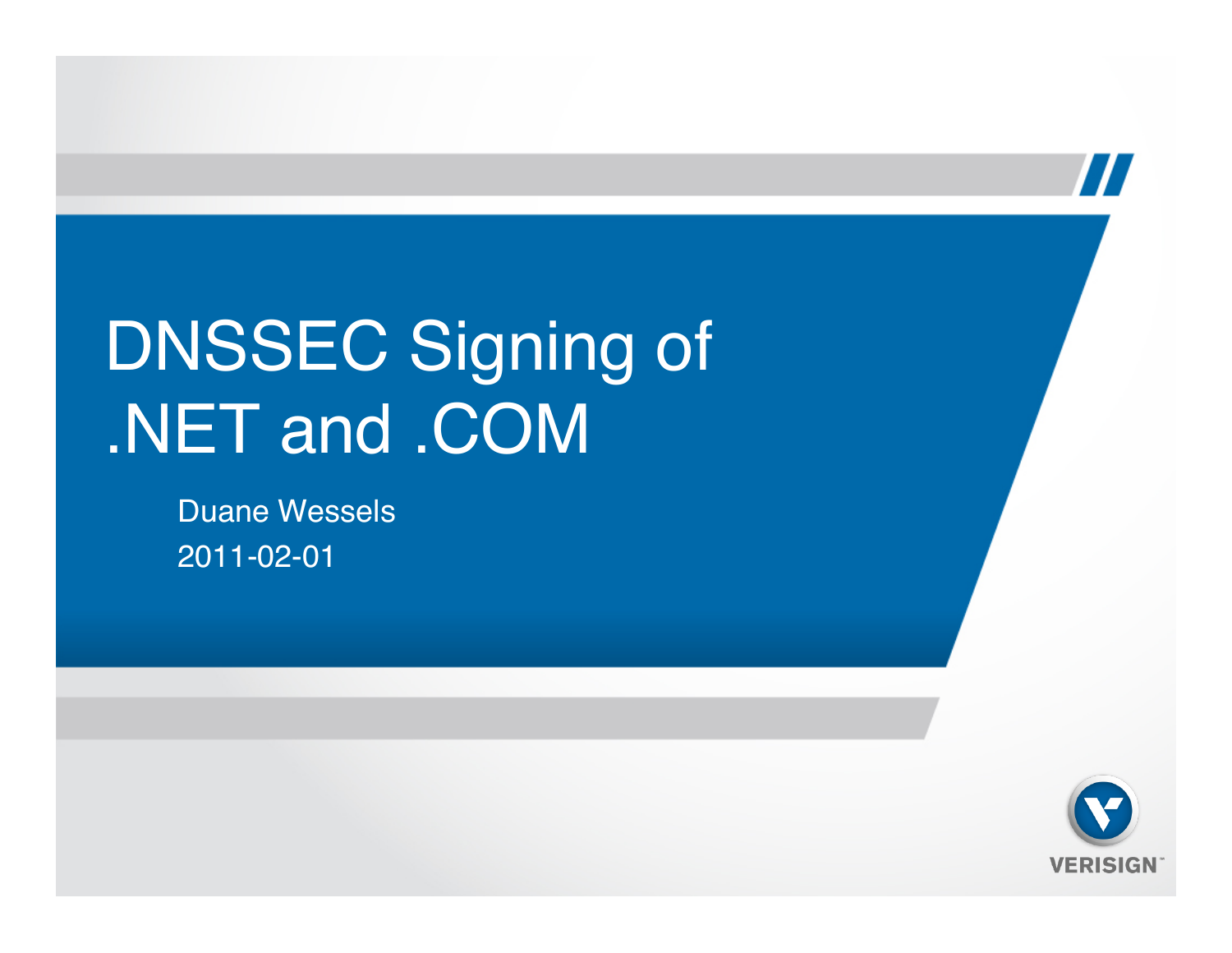# DNSSEC Signing of .NET and .COM

Duane Wessels

2011-02-01

VERISIGN™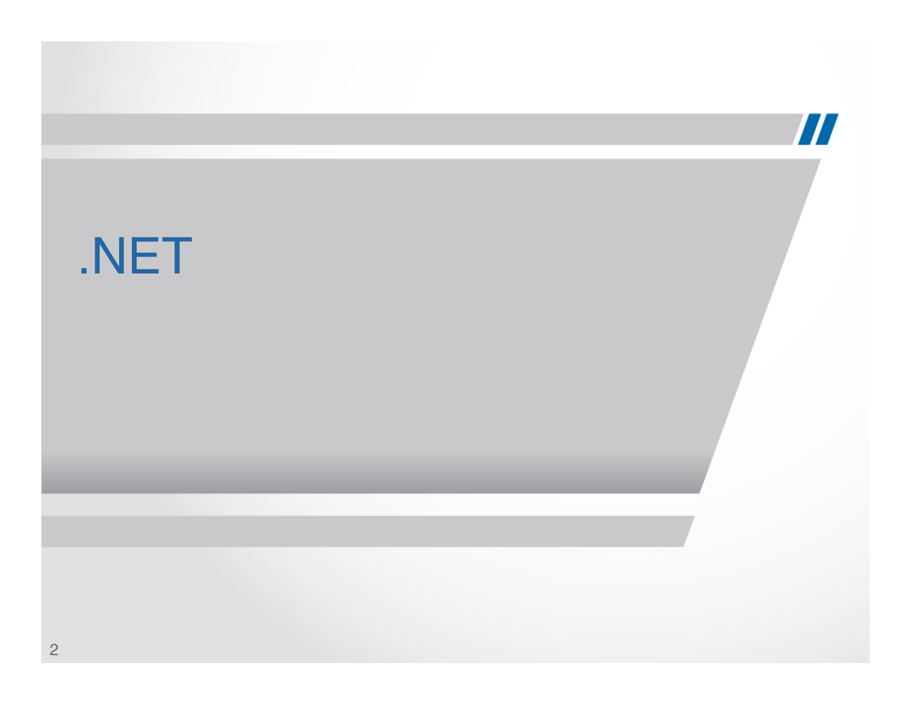# .NET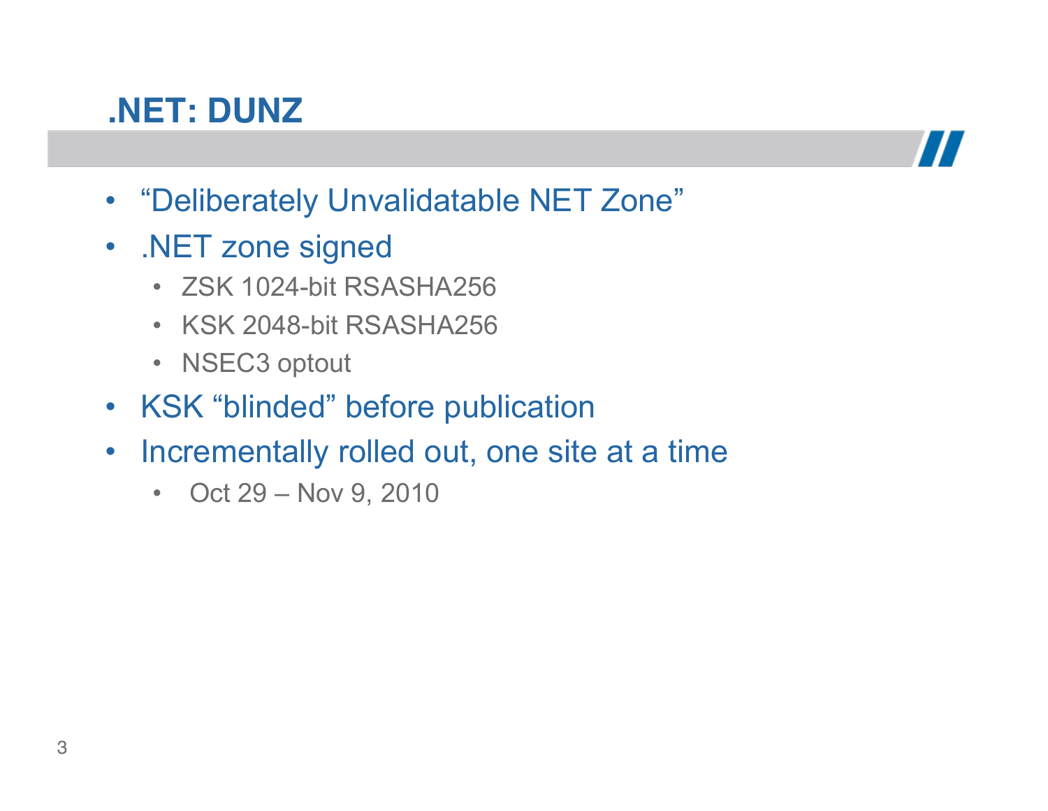# .NET: DUNZ

- “Deliberately Unvalidatable NET Zone”
- .NET zone signed
  - ZSK 1024-bit RSASHA256
  - KSK 2048-bit RSASHA256
  - NSEC3 optout
- KSK “blinded” before publication
- Incrementally rolled out, one site at a time
  - Oct 29 – Nov 9, 2010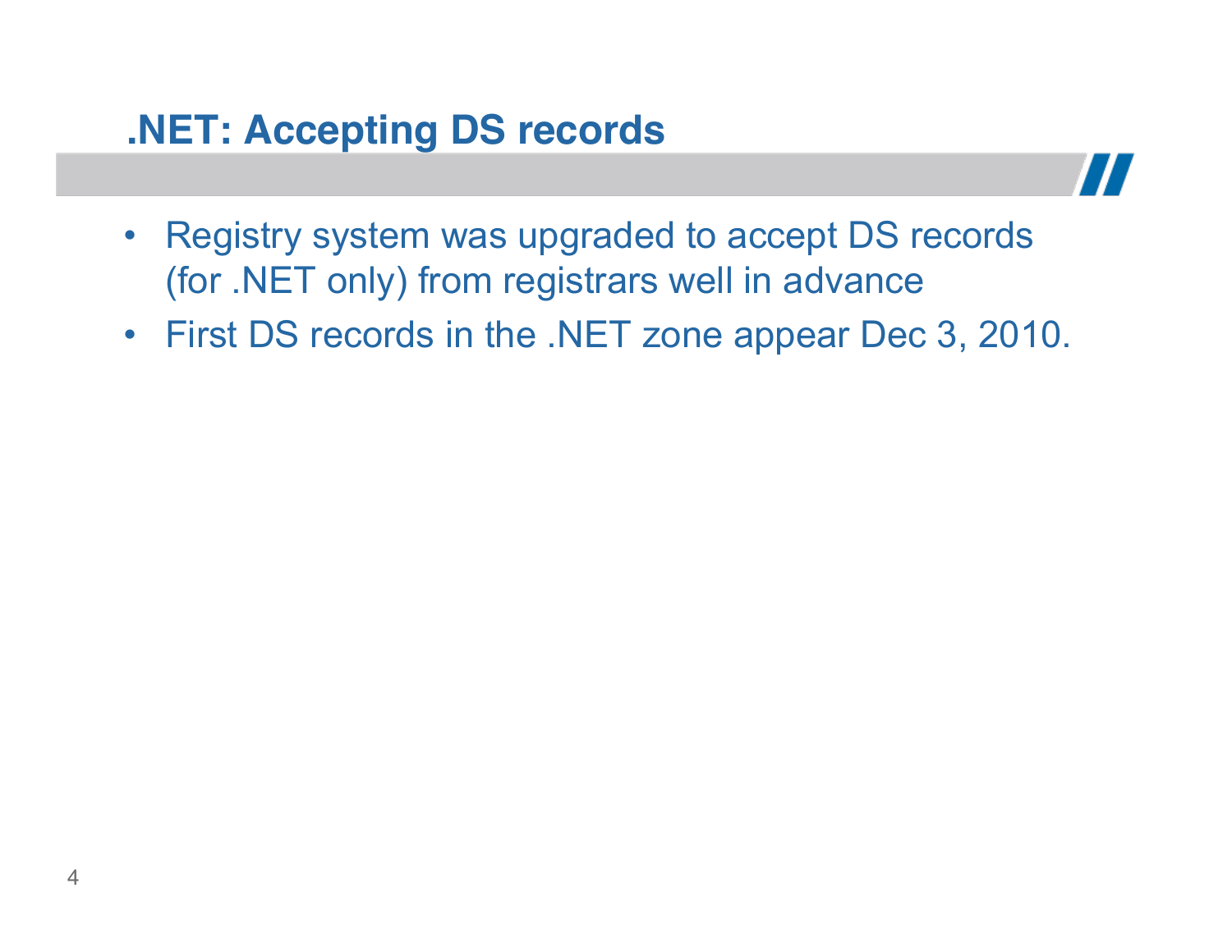# .NET: Accepting DS records

- Registry system was upgraded to accept DS records (for .NET only) from registrars well in advance
- First DS records in the .NET zone appear Dec 3, 2010.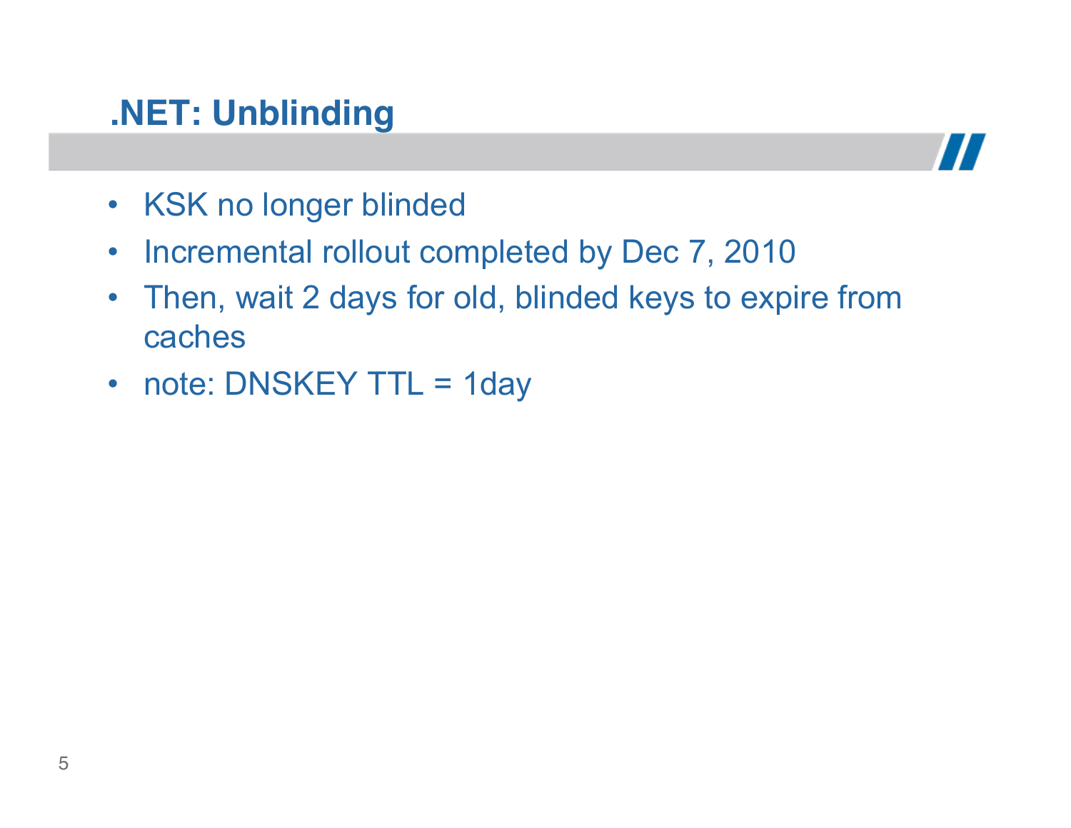# .NET: Unblinding

- KSK no longer blinded
- Incremental rollout completed by Dec 7, 2010
- Then, wait 2 days for old, blinded keys to expire from caches
- note: DNSKEY TTL = 1day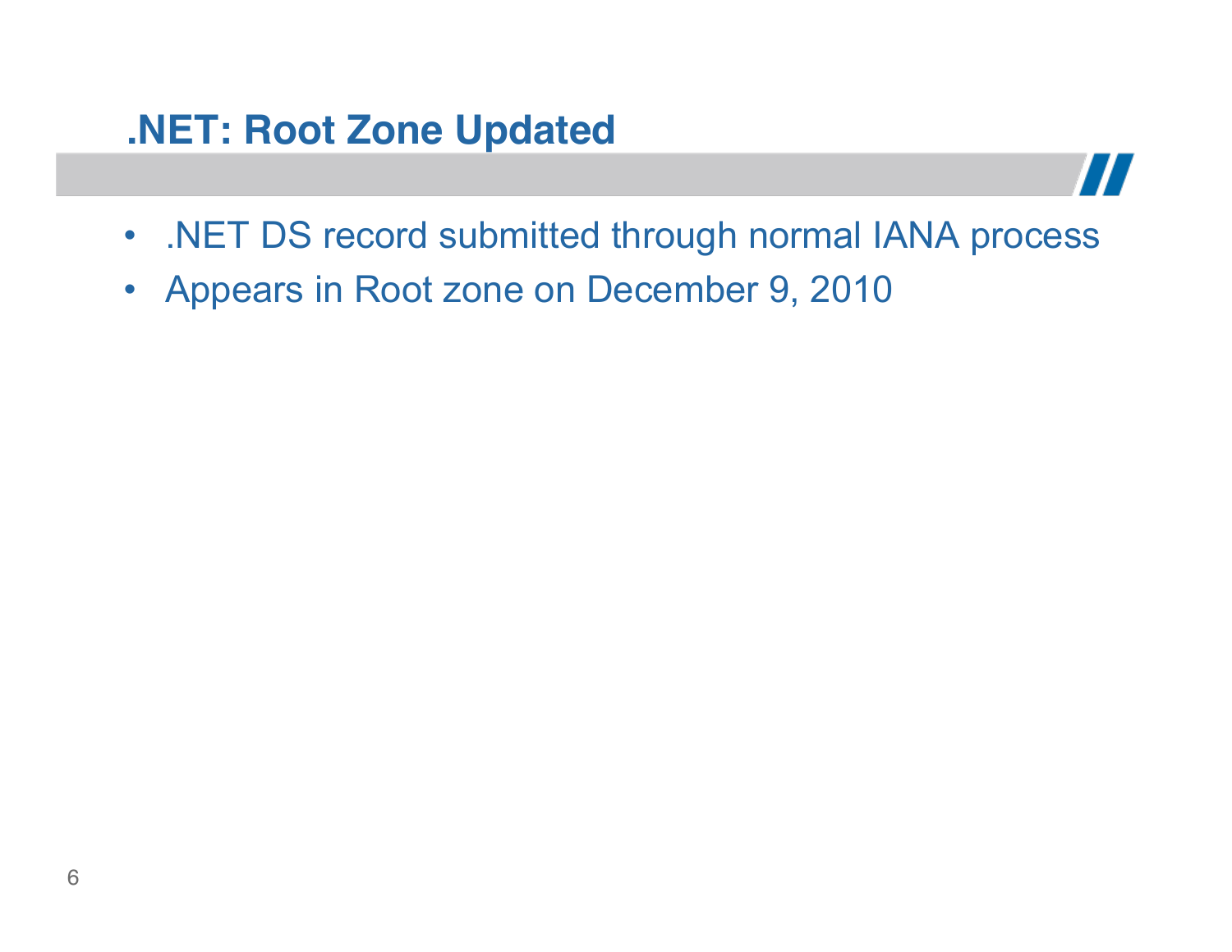# .NET: Root Zone Updated

- .NET DS record submitted through normal IANA process
- Appears in Root zone on December 9, 2010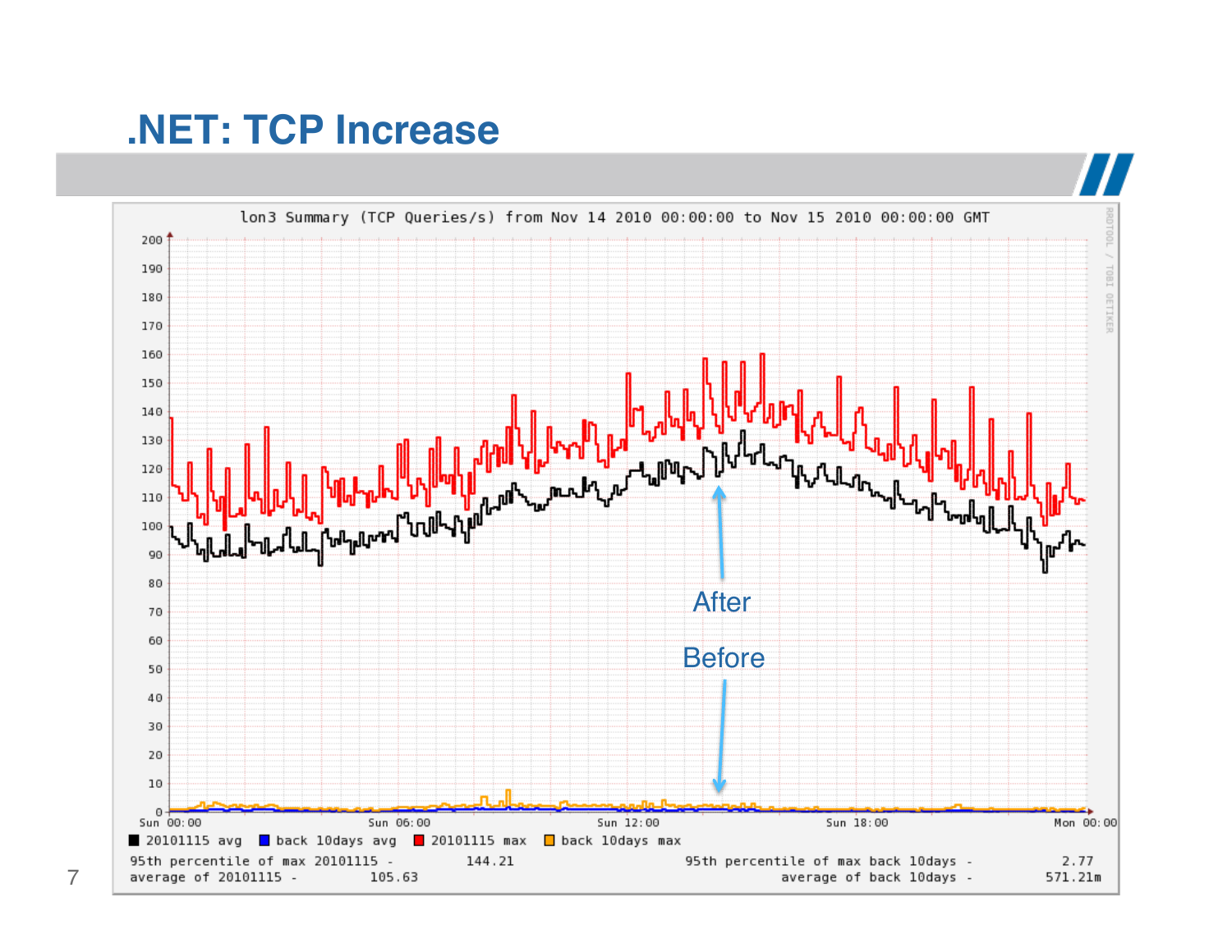# .NET: TCP Increase

lon3 Summary (TCP Queries/s) from Nov 14 2010 00:00:00 to Nov 15 2010 00:00:00 GMT

After

Before

■ 20101115 avg ■ back 10days avg ■ 20101115 max ■ back 10days max

95th percentile of max 20101115 - 144.21
average of 20101115 - 105.63

95th percentile of max back 10days - 2.77
average of back 10days - 571.21m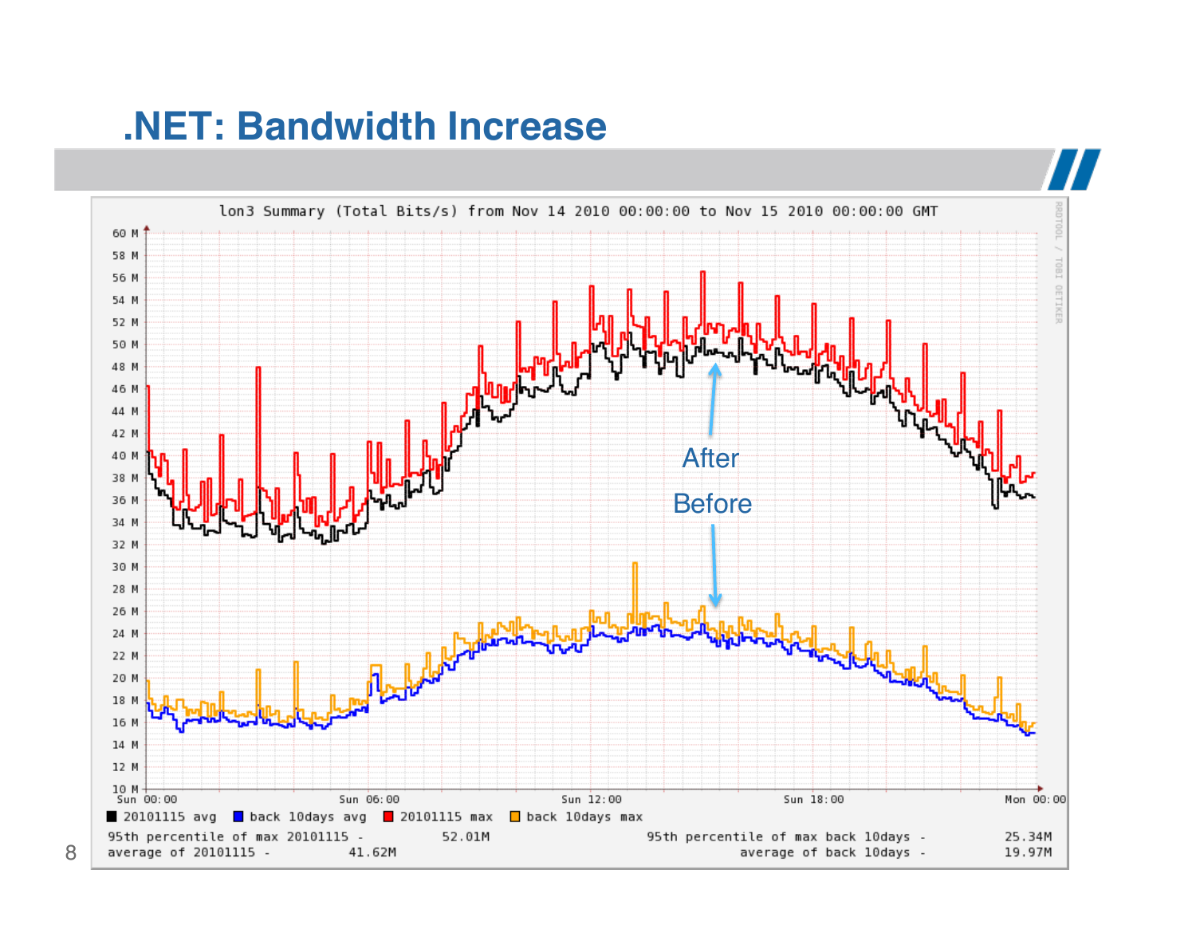# .NET: Bandwidth Increase

lon3 Summary (Total Bits/s) from Nov 14 2010 00:00:00 to Nov 15 2010 00:00:00 GMT

After

Before

■ 20101115 avg ■ back 10days avg ■ 20101115 max ■ back 10days max

95th percentile of max 20101115 - 52.01M  
average of 20101115 - 41.62M  
95th percentile of max back 10days - 25.34M  
average of back 10days - 19.97M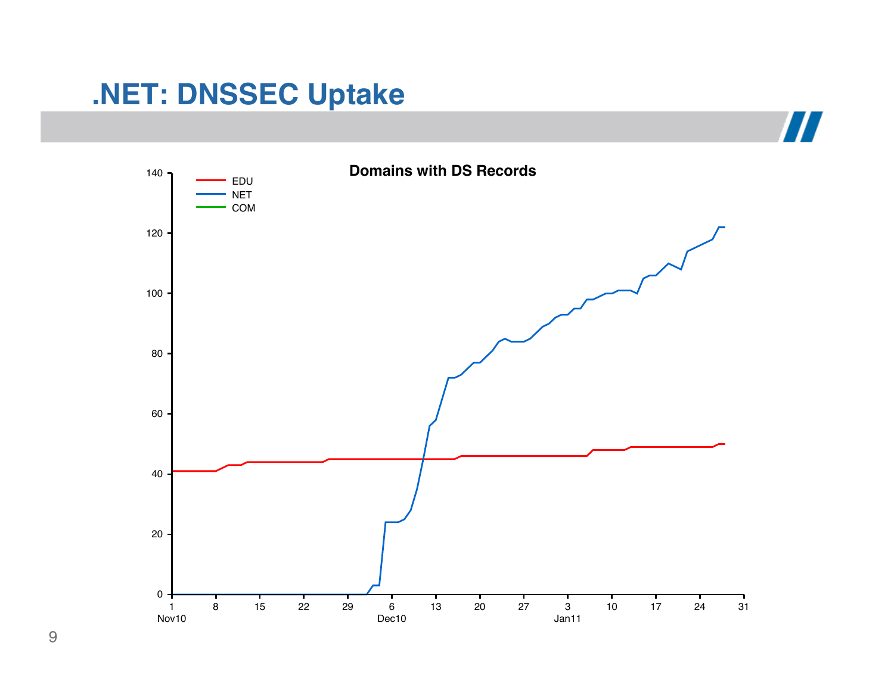# .NET: DNSSEC Uptake

**Domains with DS Records**

- EDU
- NET
- COM

140, 120, 100, 80, 60, 40, 20, 0

1 Nov10, 8, 15, 22, 29, 6 Dec10, 13, 20, 27, 3 Jan11, 10, 17, 24, 31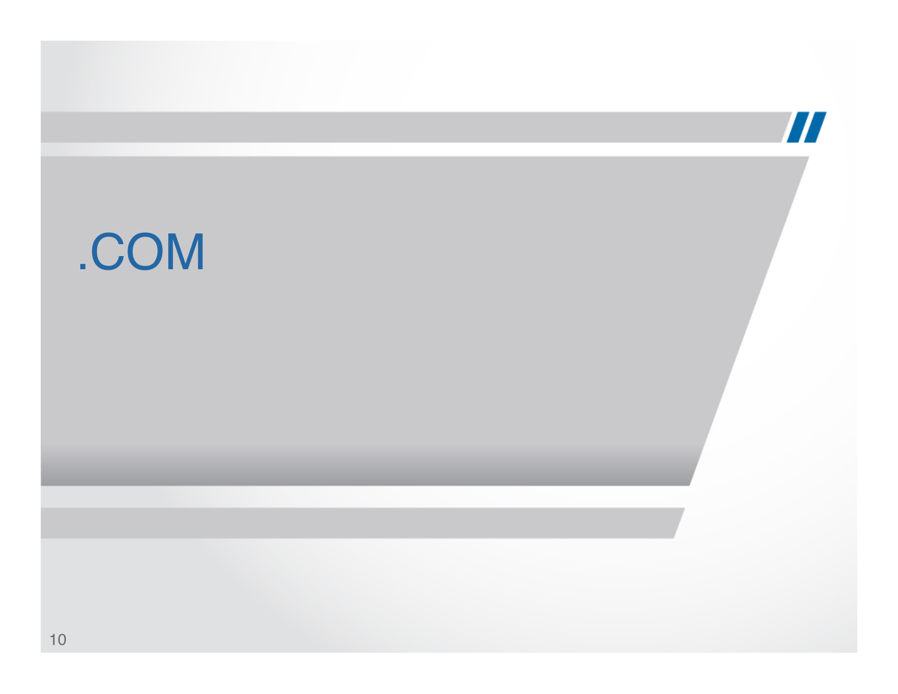# .COM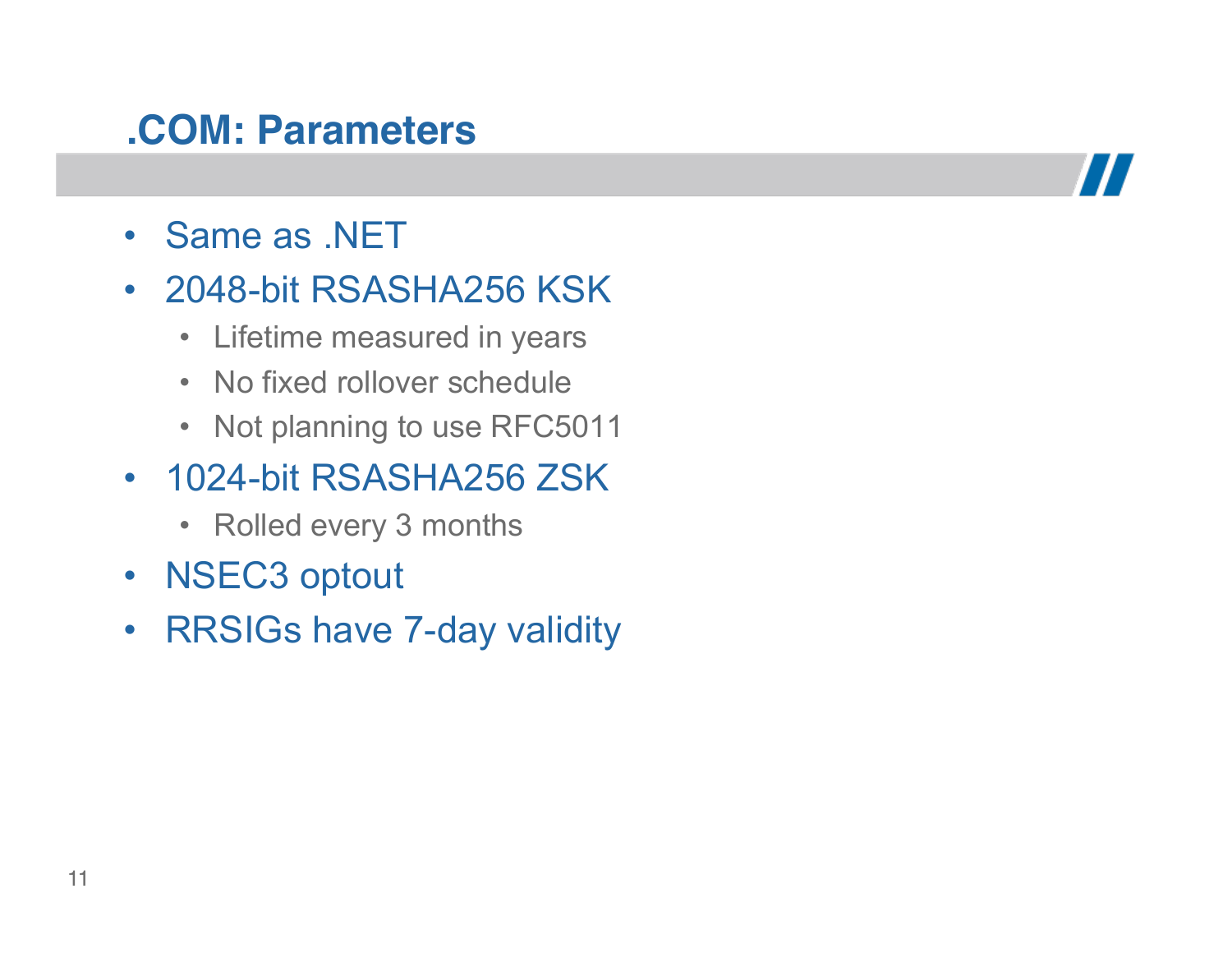## .COM: Parameters

- Same as .NET
- 2048-bit RSASHA256 KSK
  - Lifetime measured in years
  - No fixed rollover schedule
  - Not planning to use RFC5011
- 1024-bit RSASHA256 ZSK
  - Rolled every 3 months
- NSEC3 optout
- RRSIGs have 7-day validity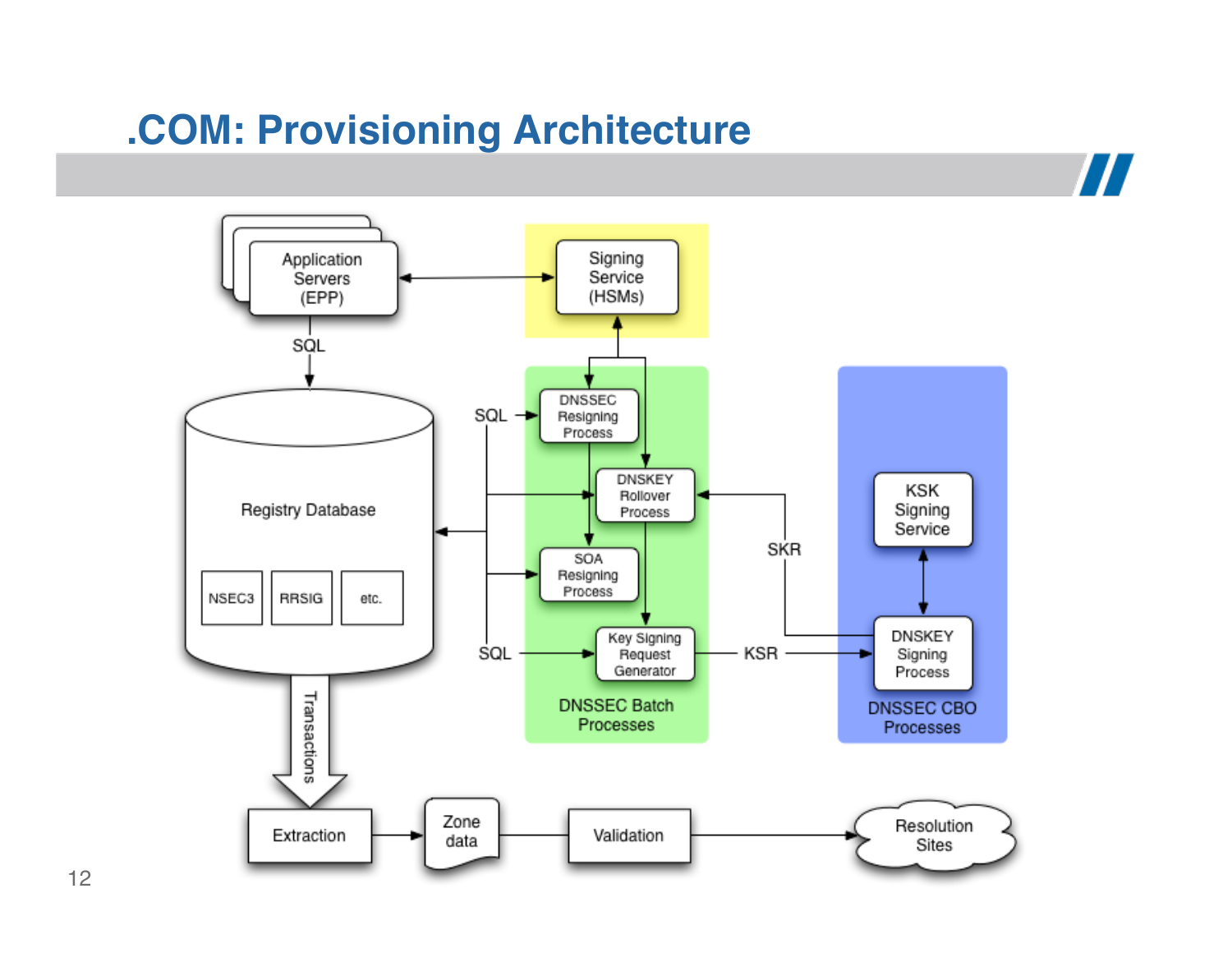# .COM: Provisioning Architecture

Application Servers (EPP)

Signing Service (HSMs)

SQL

Registry Database

NSEC3 RRSIG etc.

SQL

DNSSEC Resigning Process

DNSKEY Rollover Process

SOA Resigning Process

SQL

Key Signing Request Generator

DNSSEC Batch Processes

SKR

KSR

KSK Signing Service

DNSKEY Signing Process

DNSSEC CBO Processes

Transactions

Extraction

Zone data

Validation

Resolution Sites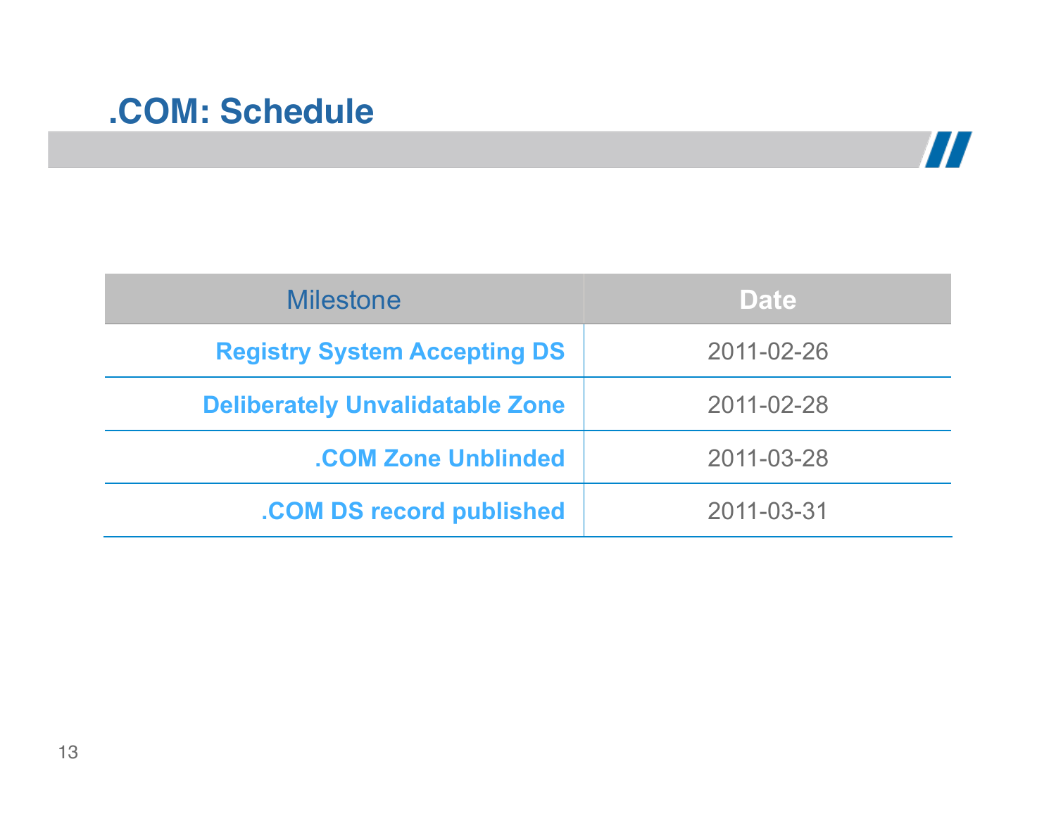## .COM: Schedule

| Milestone | Date |
| --- | --- |
| **Registry System Accepting DS** | 2011-02-26 |
| **Deliberately Unvalidatable Zone** | 2011-02-28 |
| **.COM Zone Unblinded** | 2011-03-28 |
| **.COM DS record published** | 2011-03-31 |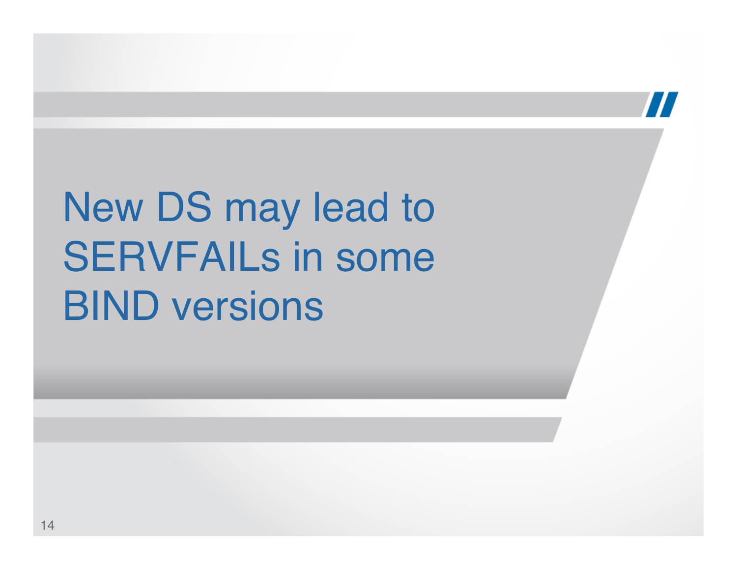# New DS may lead to SERVFAILs in some BIND versions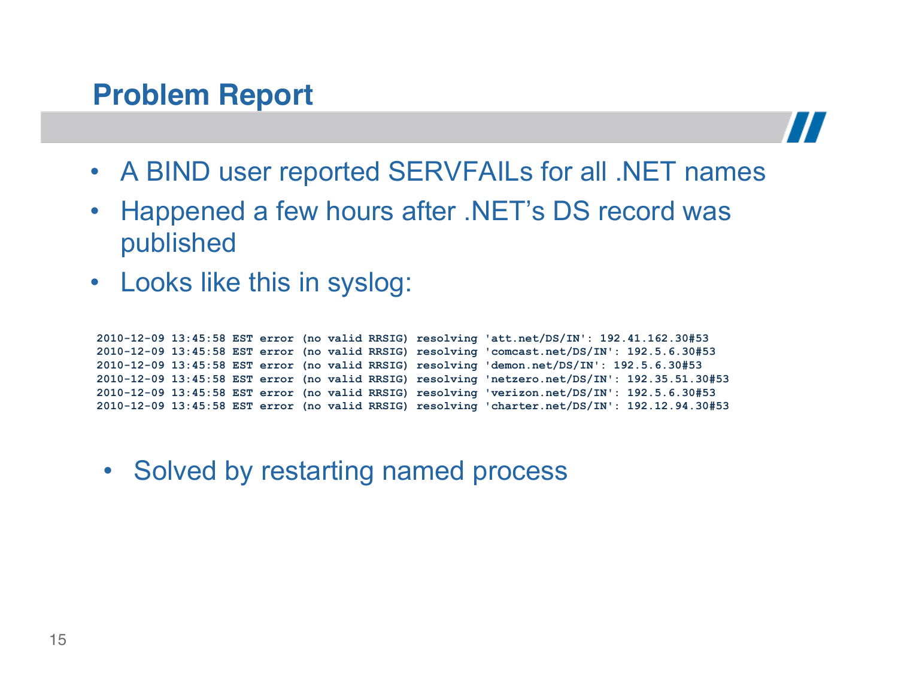# Problem Report

- A BIND user reported SERVFAILs for all .NET names
- Happened a few hours after .NET's DS record was published
- Looks like this in syslog:

```
2010-12-09 13:45:58 EST error (no valid RRSIG) resolving 'att.net/DS/IN': 192.41.162.30#53
2010-12-09 13:45:58 EST error (no valid RRSIG) resolving 'comcast.net/DS/IN': 192.5.6.30#53
2010-12-09 13:45:58 EST error (no valid RRSIG) resolving 'demon.net/DS/IN': 192.5.6.30#53
2010-12-09 13:45:58 EST error (no valid RRSIG) resolving 'netzero.net/DS/IN': 192.35.51.30#53
2010-12-09 13:45:58 EST error (no valid RRSIG) resolving 'verizon.net/DS/IN': 192.5.6.30#53
2010-12-09 13:45:58 EST error (no valid RRSIG) resolving 'charter.net/DS/IN': 192.12.94.30#53
```

- Solved by restarting named process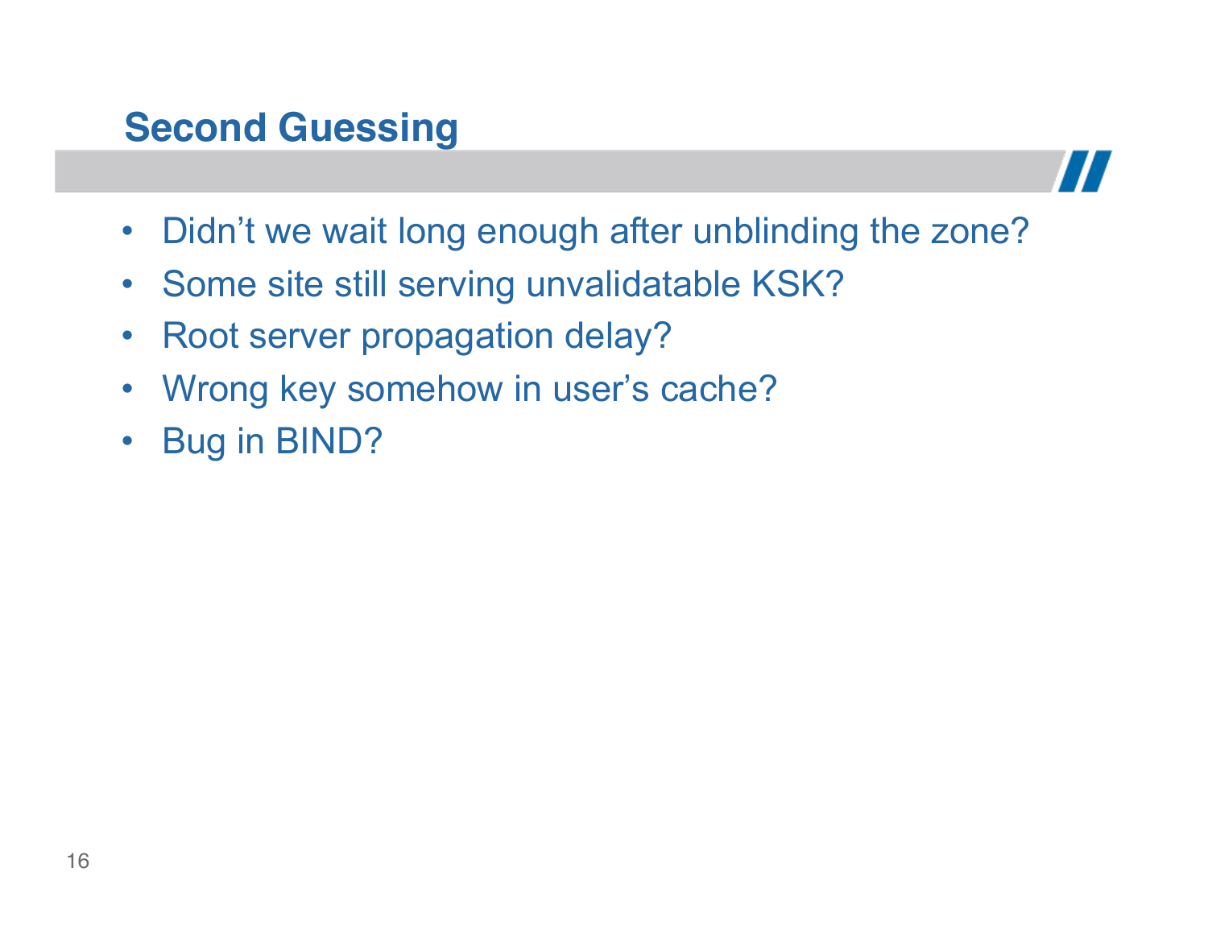## Second Guessing

- Didn't we wait long enough after unblinding the zone?
- Some site still serving unvalidatable KSK?
- Root server propagation delay?
- Wrong key somehow in user's cache?
- Bug in BIND?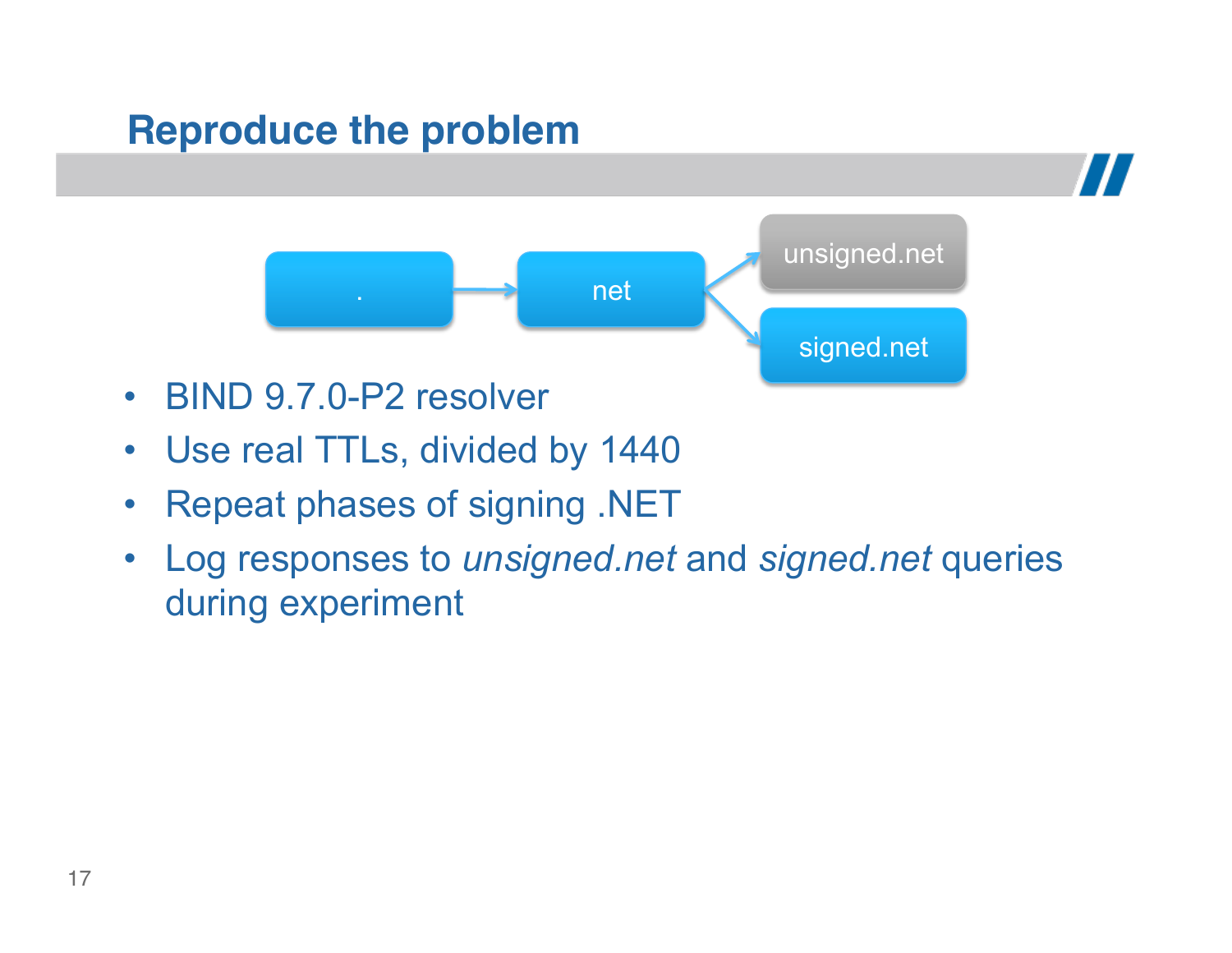## Reproduce the problem

. → net → unsigned.net

net → signed.net

- BIND 9.7.0-P2 resolver
- Use real TTLs, divided by 1440
- Repeat phases of signing .NET
- Log responses to *unsigned.net* and *signed.net* queries during experiment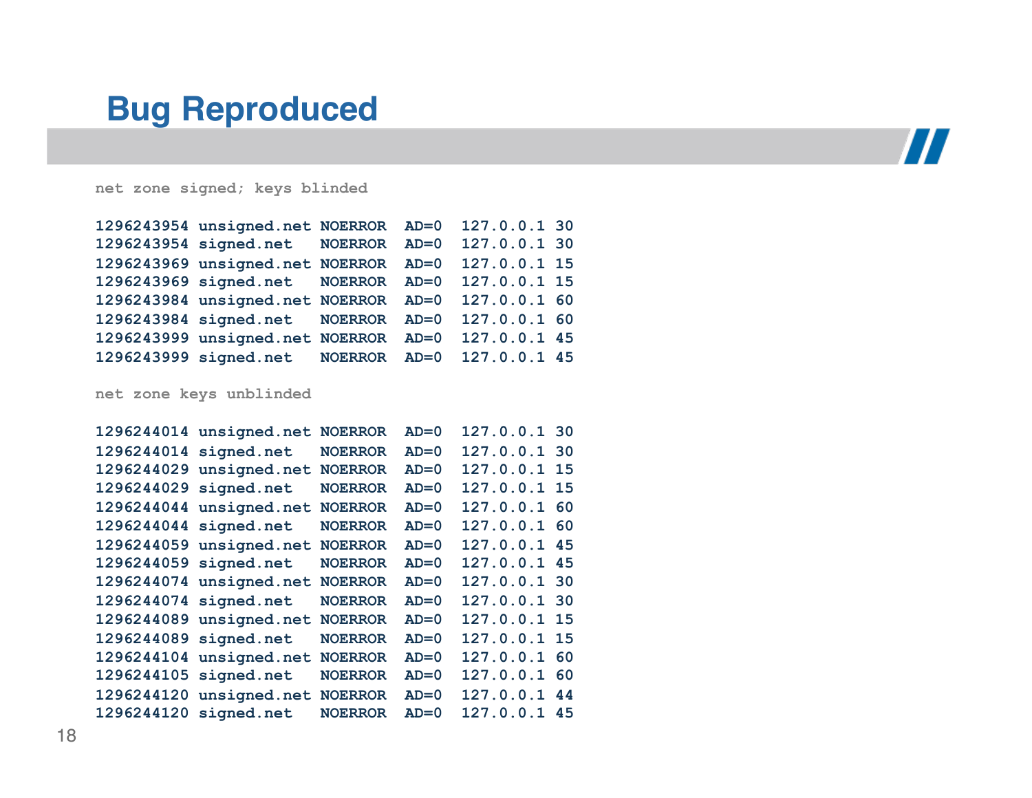# Bug Reproduced

```
net zone signed; keys blinded

1296243954 unsigned.net NOERROR  AD=0  127.0.0.1 30
1296243954 signed.net   NOERROR  AD=0  127.0.0.1 30
1296243969 unsigned.net NOERROR  AD=0  127.0.0.1 15
1296243969 signed.net   NOERROR  AD=0  127.0.0.1 15
1296243984 unsigned.net NOERROR  AD=0  127.0.0.1 60
1296243984 signed.net   NOERROR  AD=0  127.0.0.1 60
1296243999 unsigned.net NOERROR  AD=0  127.0.0.1 45
1296243999 signed.net   NOERROR  AD=0  127.0.0.1 45

net zone keys unblinded

1296244014 unsigned.net NOERROR  AD=0  127.0.0.1 30
1296244014 signed.net   NOERROR  AD=0  127.0.0.1 30
1296244029 unsigned.net NOERROR  AD=0  127.0.0.1 15
1296244029 signed.net   NOERROR  AD=0  127.0.0.1 15
1296244044 unsigned.net NOERROR  AD=0  127.0.0.1 60
1296244044 signed.net   NOERROR  AD=0  127.0.0.1 60
1296244059 unsigned.net NOERROR  AD=0  127.0.0.1 45
1296244059 signed.net   NOERROR  AD=0  127.0.0.1 45
1296244074 unsigned.net NOERROR  AD=0  127.0.0.1 30
1296244074 signed.net   NOERROR  AD=0  127.0.0.1 30
1296244089 unsigned.net NOERROR  AD=0  127.0.0.1 15
1296244089 signed.net   NOERROR  AD=0  127.0.0.1 15
1296244104 unsigned.net NOERROR  AD=0  127.0.0.1 60
1296244105 signed.net   NOERROR  AD=0  127.0.0.1 60
1296244120 unsigned.net NOERROR  AD=0  127.0.0.1 44
1296244120 signed.net   NOERROR  AD=0  127.0.0.1 45
```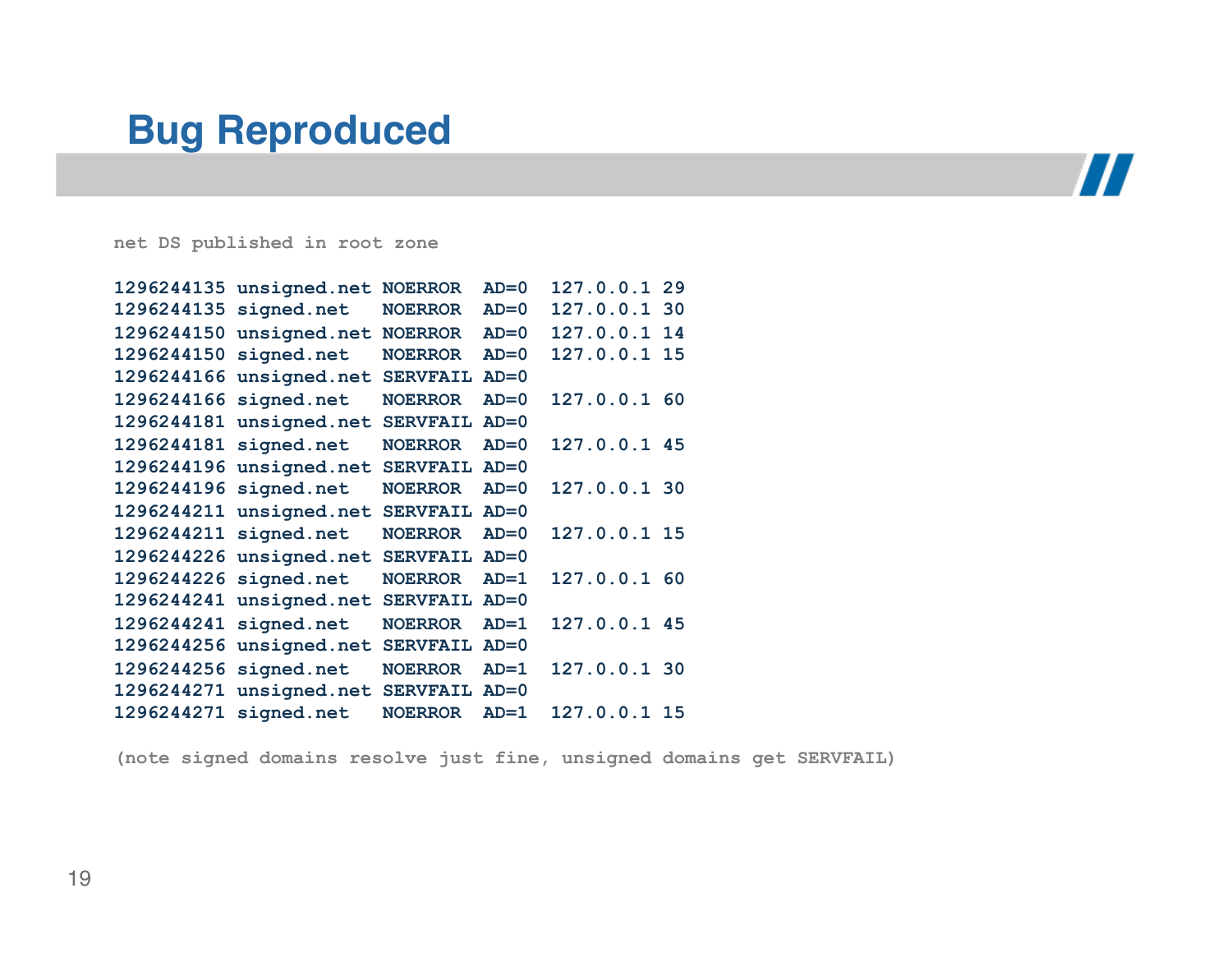# Bug Reproduced

net DS published in root zone

```
1296244135 unsigned.net NOERROR  AD=0  127.0.0.1 29
1296244135 signed.net   NOERROR  AD=0  127.0.0.1 30
1296244150 unsigned.net NOERROR  AD=0  127.0.0.1 14
1296244150 signed.net   NOERROR  AD=0  127.0.0.1 15
1296244166 unsigned.net SERVFAIL AD=0
1296244166 signed.net   NOERROR  AD=0  127.0.0.1 60
1296244181 unsigned.net SERVFAIL AD=0
1296244181 signed.net   NOERROR  AD=0  127.0.0.1 45
1296244196 unsigned.net SERVFAIL AD=0
1296244196 signed.net   NOERROR  AD=0  127.0.0.1 30
1296244211 unsigned.net SERVFAIL AD=0
1296244211 signed.net   NOERROR  AD=0  127.0.0.1 15
1296244226 unsigned.net SERVFAIL AD=0
1296244226 signed.net   NOERROR  AD=1  127.0.0.1 60
1296244241 unsigned.net SERVFAIL AD=0
1296244241 signed.net   NOERROR  AD=1  127.0.0.1 45
1296244256 unsigned.net SERVFAIL AD=0
1296244256 signed.net   NOERROR  AD=1  127.0.0.1 30
1296244271 unsigned.net SERVFAIL AD=0
1296244271 signed.net   NOERROR  AD=1  127.0.0.1 15
```

(note signed domains resolve just fine, unsigned domains get SERVFAIL)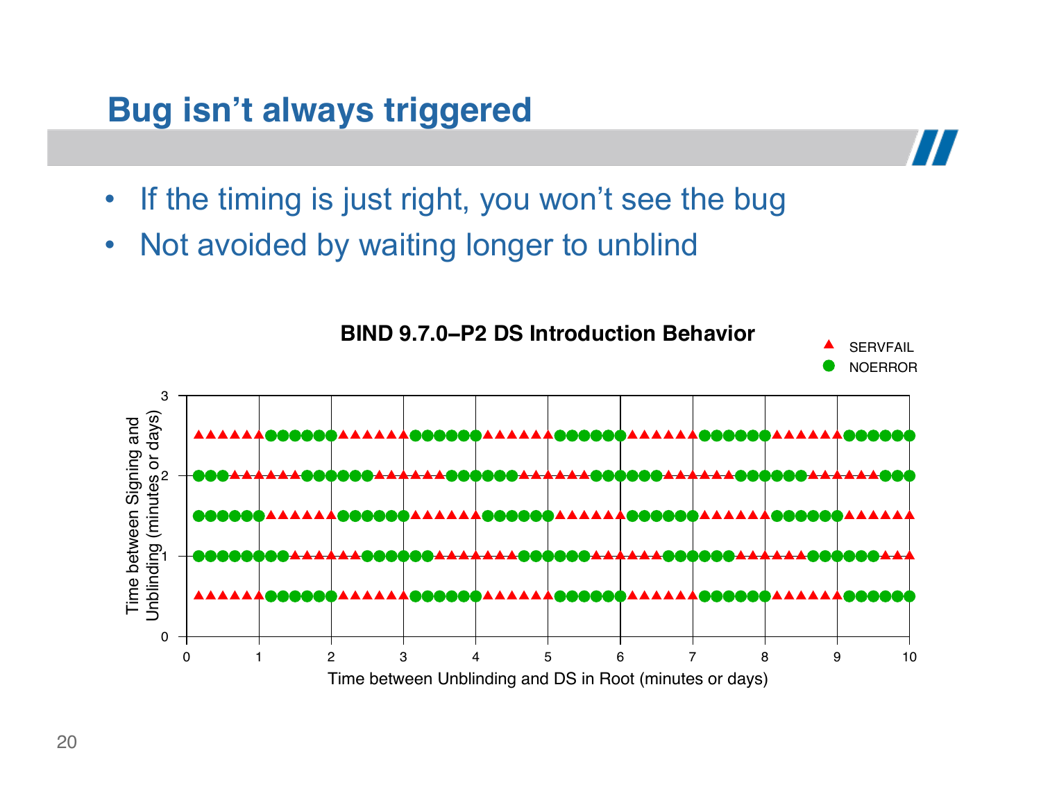# Bug isn't always triggered

- If the timing is just right, you won't see the bug
- Not avoided by waiting longer to unblind

**BIND 9.7.0–P2 DS Introduction Behavior**

▲ SERVFAIL
● NOERROR

Time between Signing and Unblinding (minutes or days)

Time between Unblinding and DS in Root (minutes or days)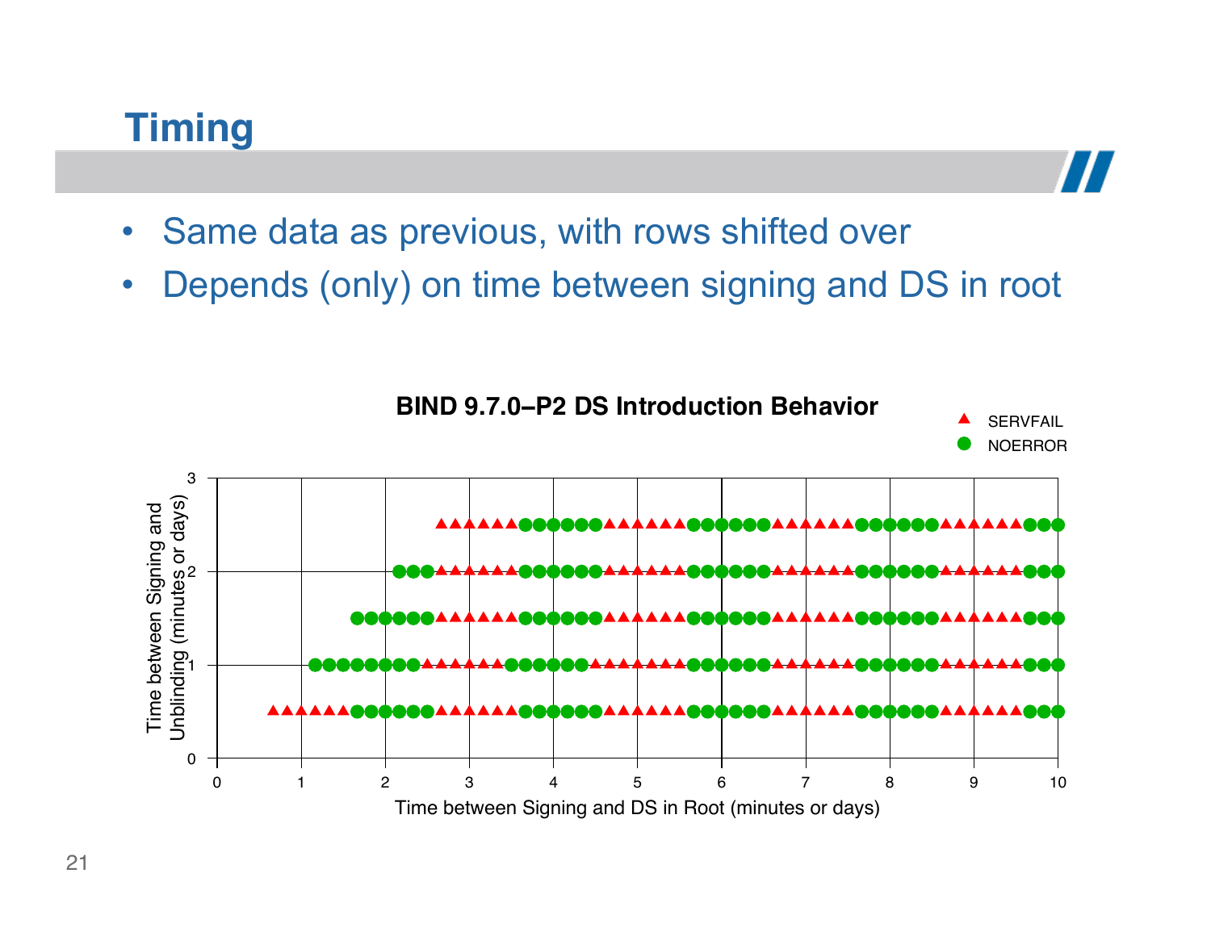# Timing

- Same data as previous, with rows shifted over
- Depends (only) on time between signing and DS in root

**BIND 9.7.0–P2 DS Introduction Behavior**

▲ SERVFAIL
● NOERROR

Time between Signing and Unblinding (minutes or days)

Time between Signing and DS in Root (minutes or days)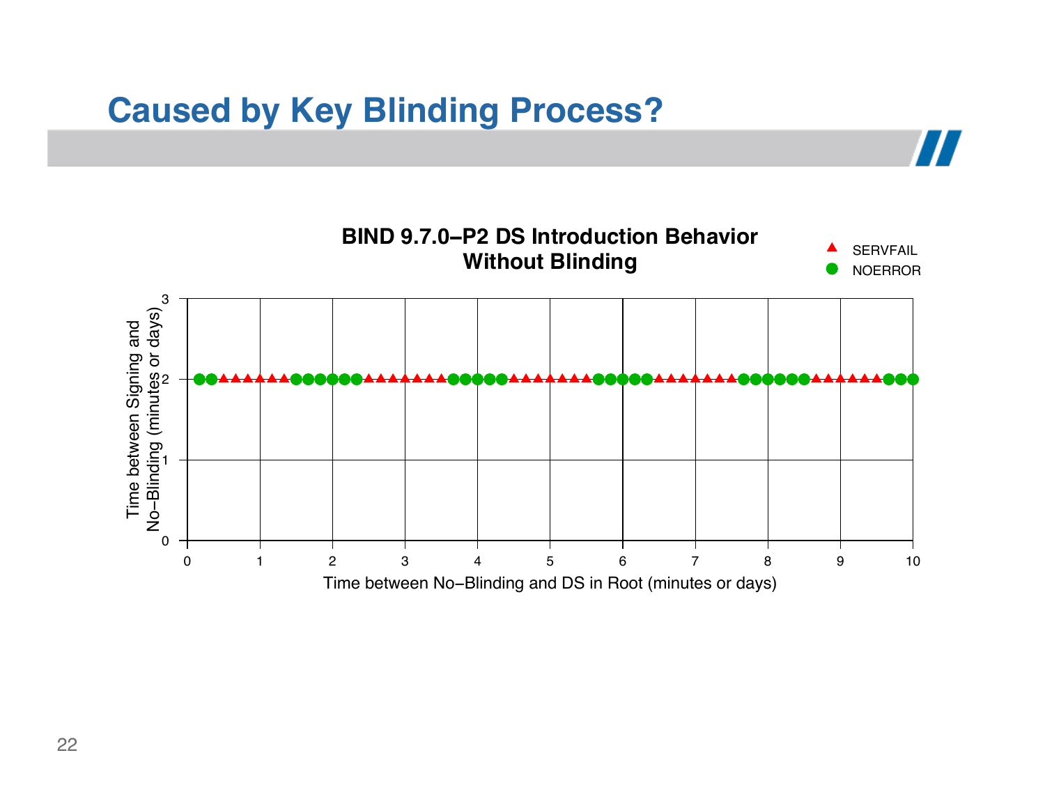# Caused by Key Blinding Process?

**BIND 9.7.0–P2 DS Introduction Behavior Without Blinding**

▲ SERVFAIL
● NOERROR

Time between Signing and No–Blinding (minutes or days)

Time between No–Blinding and DS in Root (minutes or days)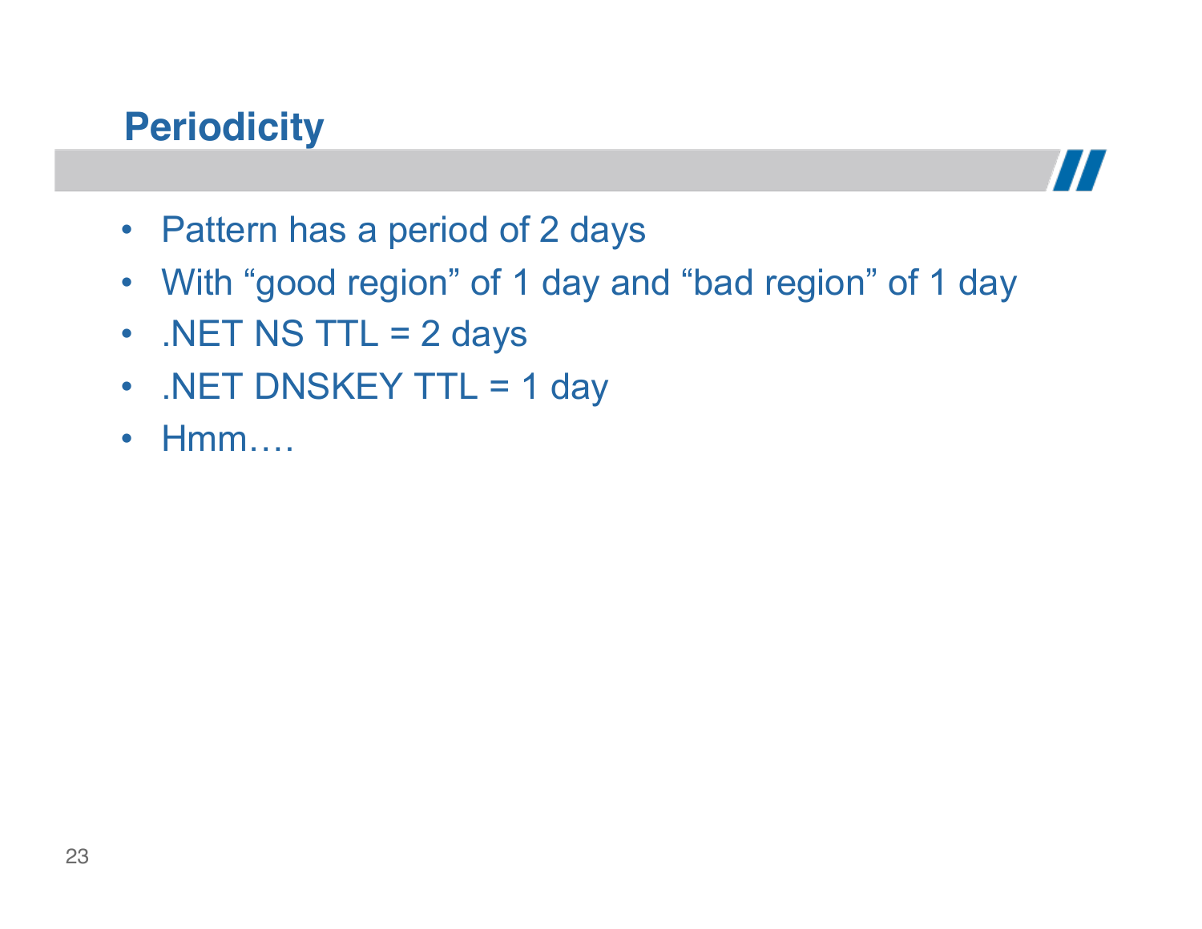## Periodicity

- Pattern has a period of 2 days
- With “good region” of 1 day and “bad region” of 1 day
- .NET NS TTL = 2 days
- .NET DNSKEY TTL = 1 day
- Hmm….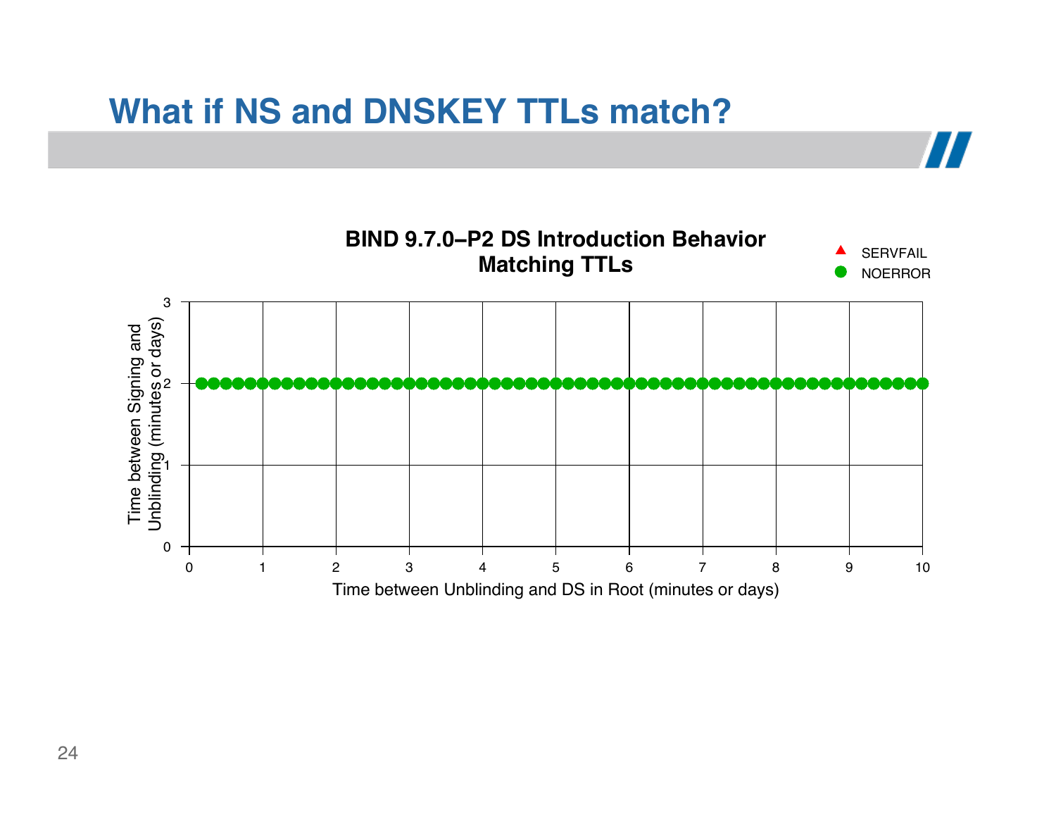# What if NS and DNSKEY TTLs match?

**BIND 9.7.0–P2 DS Introduction Behavior Matching TTLs**

Legend: ▲ SERVFAIL ● NOERROR

Y-axis: Time between Signing and Unblinding (minutes or days)

X-axis: Time between Unblinding and DS in Root (minutes or days)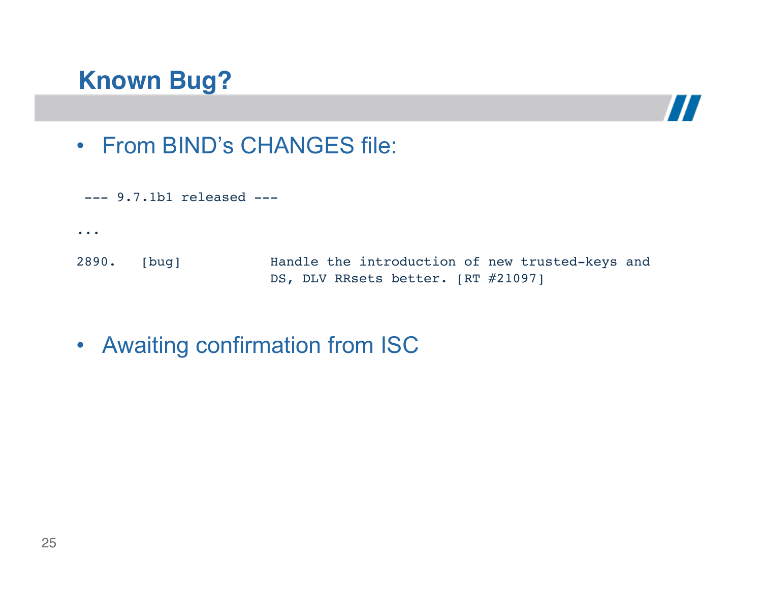## Known Bug?

- From BIND’s CHANGES file:

```
 --- 9.7.1b1 released ---

...

2890.   [bug]           Handle the introduction of new trusted-keys and
                        DS, DLV RRsets better. [RT #21097]
```

- Awaiting confirmation from ISC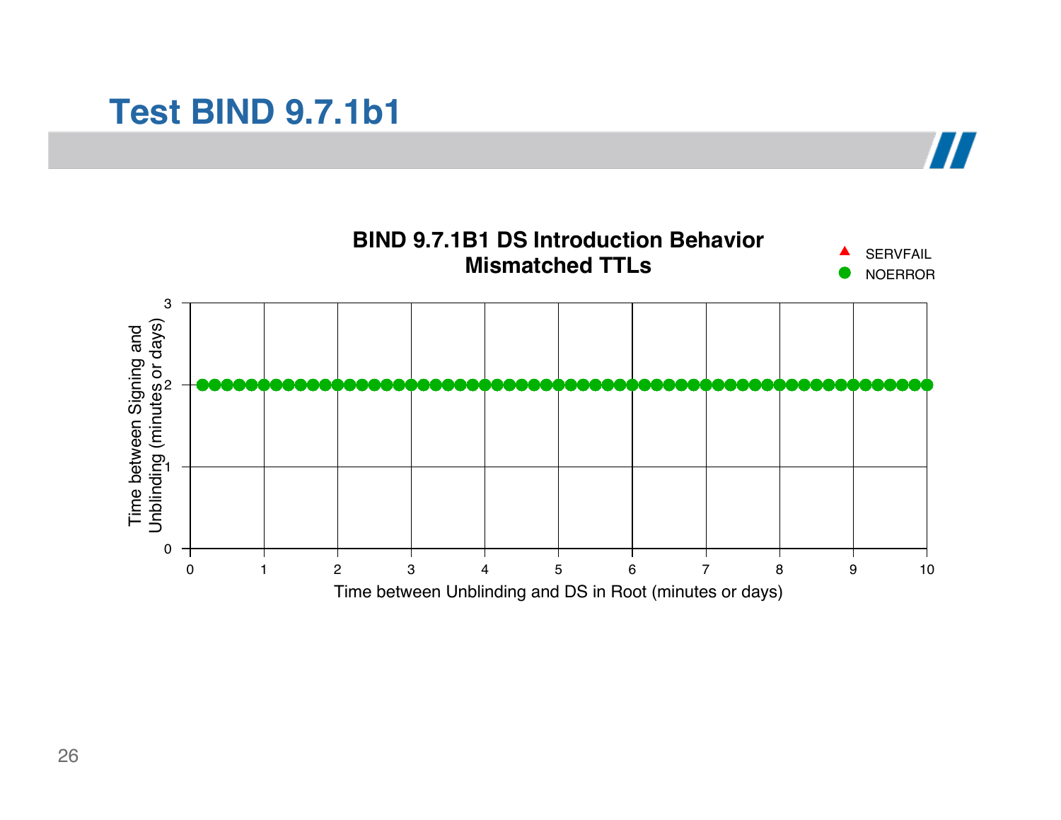# Test BIND 9.7.1b1

**BIND 9.7.1B1 DS Introduction Behavior**
**Mismatched TTLs**

Legend: ▲ SERVFAIL, ● NOERROR

Y-axis: Time between Signing and Unblinding (minutes or days) — 0, 1, 2, 3

X-axis: Time between Unblinding and DS in Root (minutes or days) — 0, 1, 2, 3, 4, 5, 6, 7, 8, 9, 10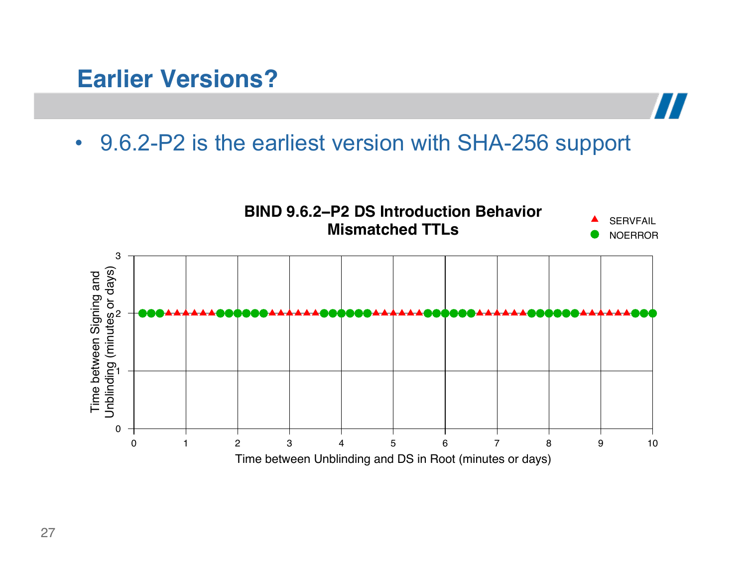# Earlier Versions?

- 9.6.2-P2 is the earliest version with SHA-256 support

**BIND 9.6.2–P2 DS Introduction Behavior Mismatched TTLs**

▲ SERVFAIL
● NOERROR

Time between Signing and Unblinding (minutes or days)

Time between Unblinding and DS in Root (minutes or days)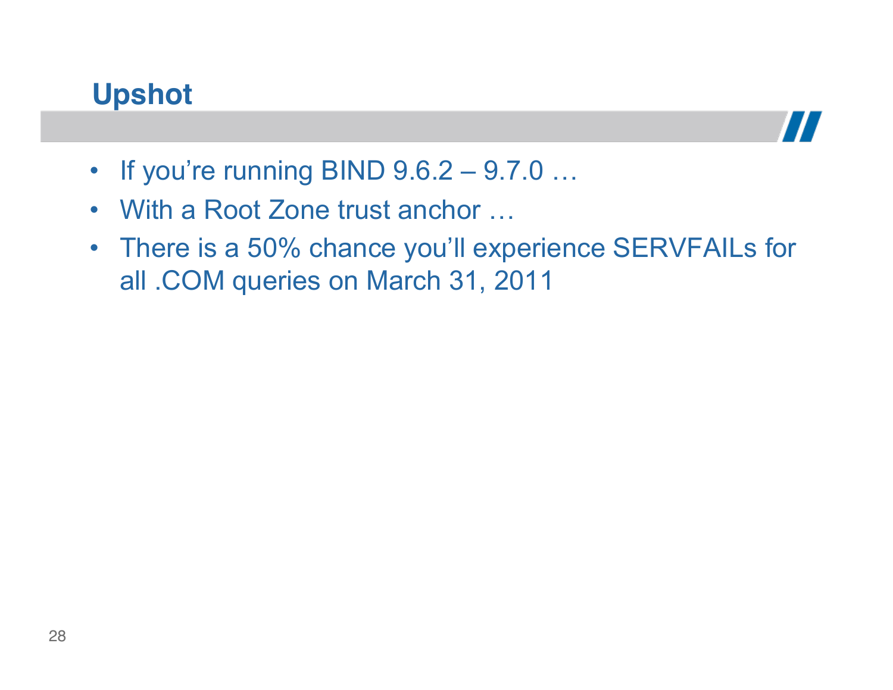## Upshot

- If you’re running BIND 9.6.2 – 9.7.0 …
- With a Root Zone trust anchor …
- There is a 50% chance you’ll experience SERVFAILs for all .COM queries on March 31, 2011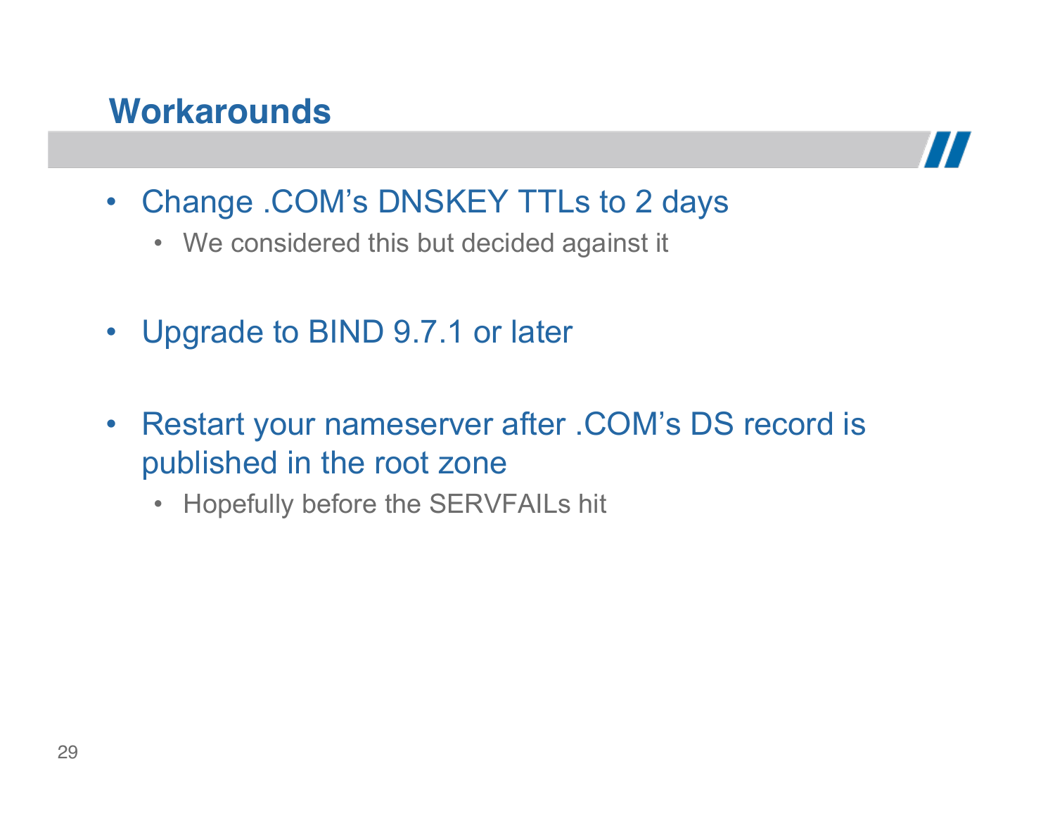## Workarounds

- Change .COM's DNSKEY TTLs to 2 days
  - We considered this but decided against it
- Upgrade to BIND 9.7.1 or later
- Restart your nameserver after .COM's DS record is published in the root zone
  - Hopefully before the SERVFAILs hit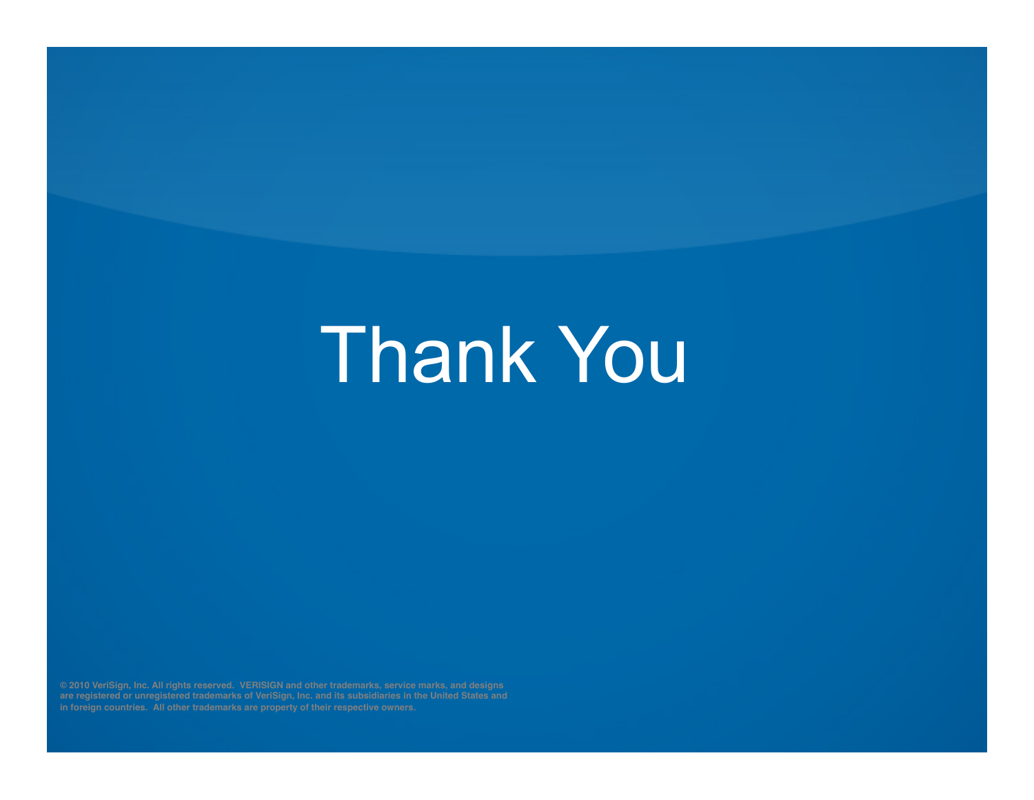# Thank You

© 2010 VeriSign, Inc. All rights reserved. VERISIGN and other trademarks, service marks, and designs are registered or unregistered trademarks of VeriSign, Inc. and its subsidiaries in the United States and in foreign countries. All other trademarks are property of their respective owners.